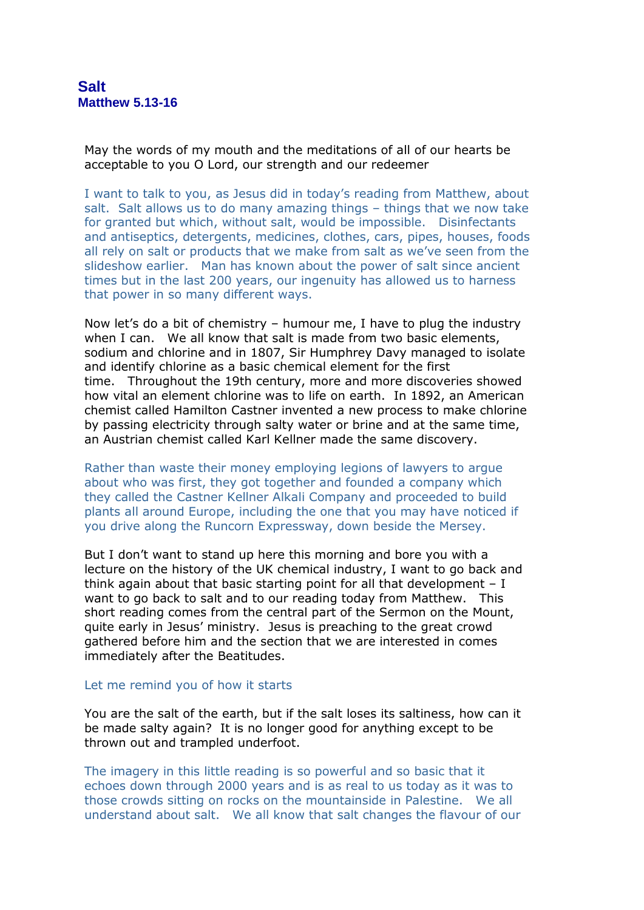# Salt
## Matthew 5.13-16

May the words of my mouth and the meditations of all of our hearts be acceptable to you O Lord, our strength and our redeemer

I want to talk to you, as Jesus did in today's reading from Matthew, about salt. Salt allows us to do many amazing things – things that we now take for granted but which, without salt, would be impossible. Disinfectants and antiseptics, detergents, medicines, clothes, cars, pipes, houses, foods all rely on salt or products that we make from salt as we've seen from the slideshow earlier. Man has known about the power of salt since ancient times but in the last 200 years, our ingenuity has allowed us to harness that power in so many different ways.

Now let's do a bit of chemistry – humour me, I have to plug the industry when I can. We all know that salt is made from two basic elements, sodium and chlorine and in 1807, Sir Humphrey Davy managed to isolate and identify chlorine as a basic chemical element for the first time. Throughout the 19th century, more and more discoveries showed how vital an element chlorine was to life on earth. In 1892, an American chemist called Hamilton Castner invented a new process to make chlorine by passing electricity through salty water or brine and at the same time, an Austrian chemist called Karl Kellner made the same discovery.

Rather than waste their money employing legions of lawyers to argue about who was first, they got together and founded a company which they called the Castner Kellner Alkali Company and proceeded to build plants all around Europe, including the one that you may have noticed if you drive along the Runcorn Expressway, down beside the Mersey.

But I don't want to stand up here this morning and bore you with a lecture on the history of the UK chemical industry, I want to go back and think again about that basic starting point for all that development – I want to go back to salt and to our reading today from Matthew. This short reading comes from the central part of the Sermon on the Mount, quite early in Jesus' ministry. Jesus is preaching to the great crowd gathered before him and the section that we are interested in comes immediately after the Beatitudes.

Let me remind you of how it starts

You are the salt of the earth, but if the salt loses its saltiness, how can it be made salty again? It is no longer good for anything except to be thrown out and trampled underfoot.

The imagery in this little reading is so powerful and so basic that it echoes down through 2000 years and is as real to us today as it was to those crowds sitting on rocks on the mountainside in Palestine. We all understand about salt. We all know that salt changes the flavour of our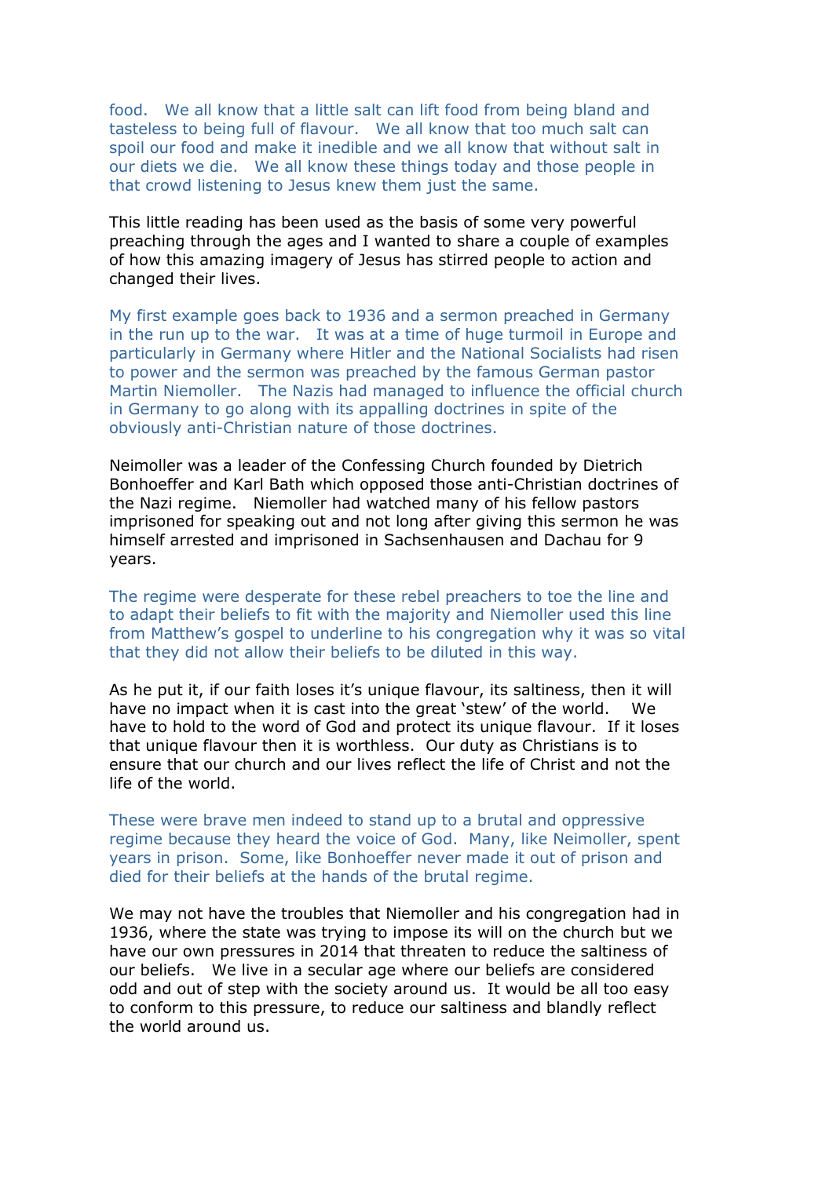food. We all know that a little salt can lift food from being bland and tasteless to being full of flavour. We all know that too much salt can spoil our food and make it inedible and we all know that without salt in our diets we die. We all know these things today and those people in that crowd listening to Jesus knew them just the same.

This little reading has been used as the basis of some very powerful preaching through the ages and I wanted to share a couple of examples of how this amazing imagery of Jesus has stirred people to action and changed their lives.

My first example goes back to 1936 and a sermon preached in Germany in the run up to the war. It was at a time of huge turmoil in Europe and particularly in Germany where Hitler and the National Socialists had risen to power and the sermon was preached by the famous German pastor Martin Niemoller. The Nazis had managed to influence the official church in Germany to go along with its appalling doctrines in spite of the obviously anti-Christian nature of those doctrines.

Neimoller was a leader of the Confessing Church founded by Dietrich Bonhoeffer and Karl Bath which opposed those anti-Christian doctrines of the Nazi regime. Niemoller had watched many of his fellow pastors imprisoned for speaking out and not long after giving this sermon he was himself arrested and imprisoned in Sachsenhausen and Dachau for 9 years.

The regime were desperate for these rebel preachers to toe the line and to adapt their beliefs to fit with the majority and Niemoller used this line from Matthew's gospel to underline to his congregation why it was so vital that they did not allow their beliefs to be diluted in this way.

As he put it, if our faith loses it's unique flavour, its saltiness, then it will have no impact when it is cast into the great 'stew' of the world. We have to hold to the word of God and protect its unique flavour. If it loses that unique flavour then it is worthless. Our duty as Christians is to ensure that our church and our lives reflect the life of Christ and not the life of the world.

These were brave men indeed to stand up to a brutal and oppressive regime because they heard the voice of God. Many, like Neimoller, spent years in prison. Some, like Bonhoeffer never made it out of prison and died for their beliefs at the hands of the brutal regime.

We may not have the troubles that Niemoller and his congregation had in 1936, where the state was trying to impose its will on the church but we have our own pressures in 2014 that threaten to reduce the saltiness of our beliefs. We live in a secular age where our beliefs are considered odd and out of step with the society around us. It would be all too easy to conform to this pressure, to reduce our saltiness and blandly reflect the world around us.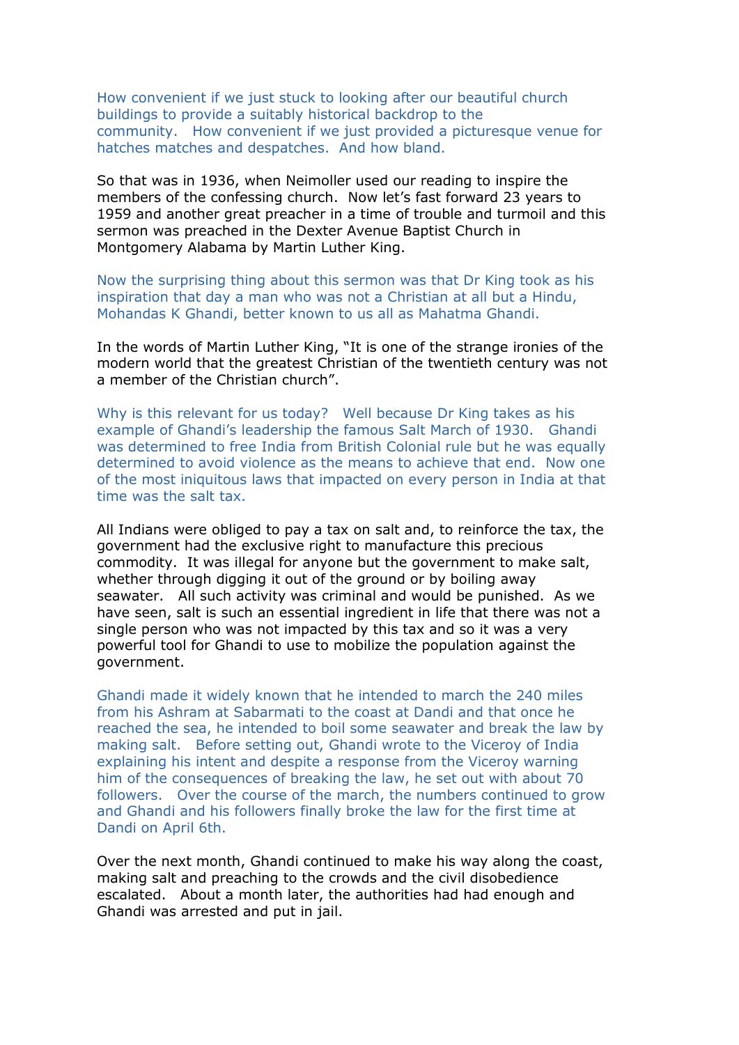How convenient if we just stuck to looking after our beautiful church buildings to provide a suitably historical backdrop to the community.  How convenient if we just provided a picturesque venue for hatches matches and despatches.  And how bland.

So that was in 1936, when Neimoller used our reading to inspire the members of the confessing church.  Now let's fast forward 23 years to 1959 and another great preacher in a time of trouble and turmoil and this sermon was preached in the Dexter Avenue Baptist Church in Montgomery Alabama by Martin Luther King.

Now the surprising thing about this sermon was that Dr King took as his inspiration that day a man who was not a Christian at all but a Hindu, Mohandas K Ghandi, better known to us all as Mahatma Ghandi.

In the words of Martin Luther King, "It is one of the strange ironies of the modern world that the greatest Christian of the twentieth century was not a member of the Christian church".

Why is this relevant for us today?  Well because Dr King takes as his example of Ghandi's leadership the famous Salt March of 1930.  Ghandi was determined to free India from British Colonial rule but he was equally determined to avoid violence as the means to achieve that end.  Now one of the most iniquitous laws that impacted on every person in India at that time was the salt tax.

All Indians were obliged to pay a tax on salt and, to reinforce the tax, the government had the exclusive right to manufacture this precious commodity.  It was illegal for anyone but the government to make salt, whether through digging it out of the ground or by boiling away seawater.  All such activity was criminal and would be punished.  As we have seen, salt is such an essential ingredient in life that there was not a single person who was not impacted by this tax and so it was a very powerful tool for Ghandi to use to mobilize the population against the government.

Ghandi made it widely known that he intended to march the 240 miles from his Ashram at Sabarmati to the coast at Dandi and that once he reached the sea, he intended to boil some seawater and break the law by making salt.  Before setting out, Ghandi wrote to the Viceroy of India explaining his intent and despite a response from the Viceroy warning him of the consequences of breaking the law, he set out with about 70 followers.  Over the course of the march, the numbers continued to grow and Ghandi and his followers finally broke the law for the first time at Dandi on April 6th.

Over the next month, Ghandi continued to make his way along the coast, making salt and preaching to the crowds and the civil disobedience escalated.  About a month later, the authorities had had enough and Ghandi was arrested and put in jail.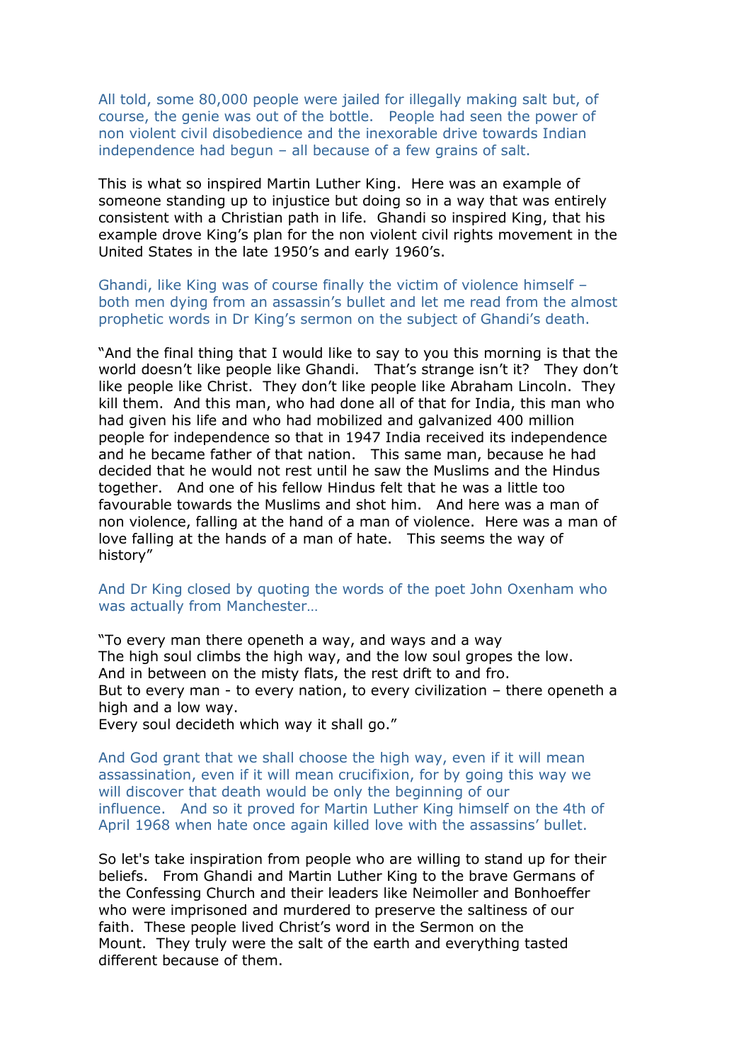All told, some 80,000 people were jailed for illegally making salt but, of course, the genie was out of the bottle.   People had seen the power of non violent civil disobedience and the inexorable drive towards Indian independence had begun – all because of a few grains of salt.

This is what so inspired Martin Luther King.  Here was an example of someone standing up to injustice but doing so in a way that was entirely consistent with a Christian path in life.  Ghandi so inspired King, that his example drove King's plan for the non violent civil rights movement in the United States in the late 1950's and early 1960's.

Ghandi, like King was of course finally the victim of violence himself – both men dying from an assassin's bullet and let me read from the almost prophetic words in Dr King's sermon on the subject of Ghandi's death.

"And the final thing that I would like to say to you this morning is that the world doesn't like people like Ghandi.   That's strange isn't it?   They don't like people like Christ.  They don't like people like Abraham Lincoln.  They kill them.  And this man, who had done all of that for India, this man who had given his life and who had mobilized and galvanized 400 million people for independence so that in 1947 India received its independence and he became father of that nation.   This same man, because he had decided that he would not rest until he saw the Muslims and the Hindus together.   And one of his fellow Hindus felt that he was a little too favourable towards the Muslims and shot him.   And here was a man of non violence, falling at the hand of a man of violence.  Here was a man of love falling at the hands of a man of hate.   This seems the way of history"

And Dr King closed by quoting the words of the poet John Oxenham who was actually from Manchester…

"To every man there openeth a way, and ways and a way
The high soul climbs the high way, and the low soul gropes the low.
And in between on the misty flats, the rest drift to and fro.
But to every man - to every nation, to every civilization – there openeth a high and a low way.
Every soul decideth which way it shall go."

And God grant that we shall choose the high way, even if it will mean assassination, even if it will mean crucifixion, for by going this way we will discover that death would be only the beginning of our influence.   And so it proved for Martin Luther King himself on the 4th of April 1968 when hate once again killed love with the assassins' bullet.

So let's take inspiration from people who are willing to stand up for their beliefs.   From Ghandi and Martin Luther King to the brave Germans of the Confessing Church and their leaders like Neimoller and Bonhoeffer who were imprisoned and murdered to preserve the saltiness of our faith.  These people lived Christ's word in the Sermon on the Mount.  They truly were the salt of the earth and everything tasted different because of them.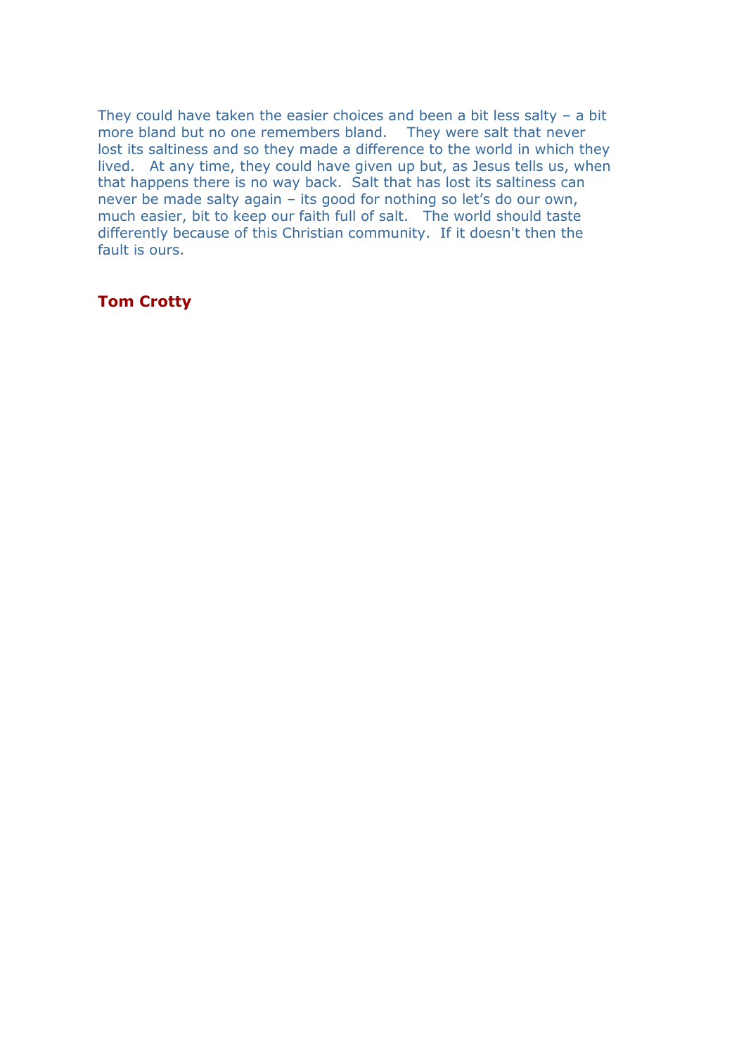They could have taken the easier choices and been a bit less salty – a bit more bland but no one remembers bland. They were salt that never lost its saltiness and so they made a difference to the world in which they lived. At any time, they could have given up but, as Jesus tells us, when that happens there is no way back. Salt that has lost its saltiness can never be made salty again – its good for nothing so let's do our own, much easier, bit to keep our faith full of salt. The world should taste differently because of this Christian community. If it doesn't then the fault is ours.

**Tom Crotty**